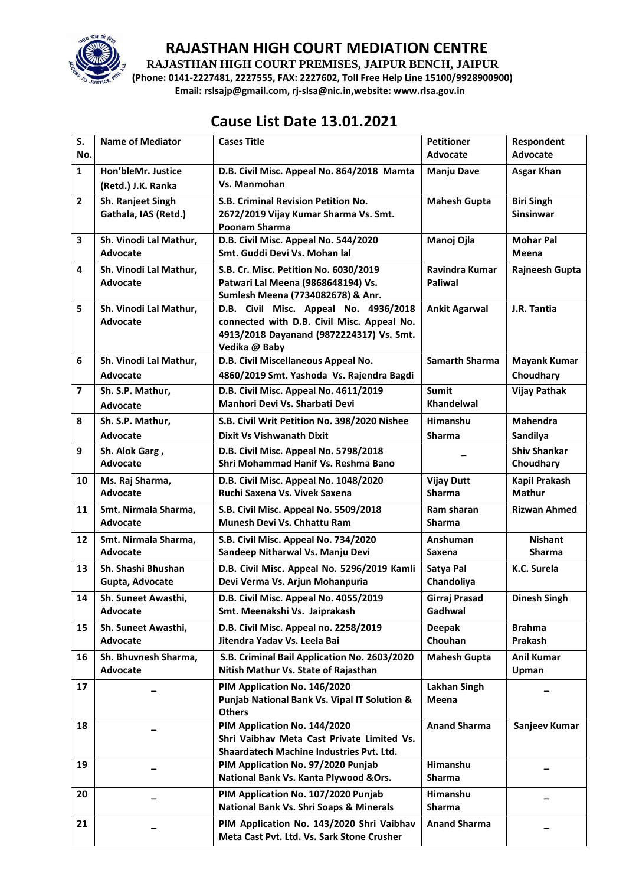# RAJASTHAN HIGH COURT MEDIATION CENTRE

**RAJASTHAN HIGH COURT PREMISES, JAIPUR BENCH, JAIPUR**

**(Phone: 0141-2227481, 2227555, FAX: 2227602, Toll Free Help Line 15100/9928900900)**

**Email: rslsajp@gmail.com, rj-slsa@nic.in,website: www.rlsa.gov.in**

## Cause List Date 13.01.2021

| S. No. | Name of Mediator | Cases Title | Petitioner Advocate | Respondent Advocate |
|---|---|---|---|---|
| 1 | Hon'bleMr. Justice (Retd.) J.K. Ranka | D.B. Civil Misc. Appeal No. 864/2018 Mamta Vs. Manmohan | Manju Dave | Asgar Khan |
| 2 | Sh. Ranjeet Singh Gathala, IAS (Retd.) | S.B. Criminal Revision Petition No. 2672/2019 Vijay Kumar Sharma Vs. Smt. Poonam Sharma | Mahesh Gupta | Biri Singh Sinsinwar |
| 3 | Sh. Vinodi Lal Mathur, Advocate | D.B. Civil Misc. Appeal No. 544/2020 Smt. Guddi Devi Vs. Mohan lal | Manoj Ojla | Mohar Pal Meena |
| 4 | Sh. Vinodi Lal Mathur, Advocate | S.B. Cr. Misc. Petition No. 6030/2019 Patwari Lal Meena (9868648194) Vs. Sumlesh Meena (7734082678) & Anr. | Ravindra Kumar Paliwal | Rajneesh Gupta |
| 5 | Sh. Vinodi Lal Mathur, Advocate | D.B. Civil Misc. Appeal No. 4936/2018 connected with D.B. Civil Misc. Appeal No. 4913/2018 Dayanand (9872224317) Vs. Smt. Vedika @ Baby | Ankit Agarwal | J.R. Tantia |
| 6 | Sh. Vinodi Lal Mathur, Advocate | D.B. Civil Miscellaneous Appeal No. 4860/2019 Smt. Yashoda Vs. Rajendra Bagdi | Samarth Sharma | Mayank Kumar Choudhary |
| 7 | Sh. S.P. Mathur, Advocate | D.B. Civil Misc. Appeal No. 4611/2019 Manhori Devi Vs. Sharbati Devi | Sumit Khandelwal | Vijay Pathak |
| 8 | Sh. S.P. Mathur, Advocate | S.B. Civil Writ Petition No. 398/2020 Nishee Dixit Vs Vishwanath Dixit | Himanshu Sharma | Mahendra Sandilya |
| 9 | Sh. Alok Garg , Advocate | D.B. Civil Misc. Appeal No. 5798/2018 Shri Mohammad Hanif Vs. Reshma Bano | _ | Shiv Shankar Choudhary |
| 10 | Ms. Raj Sharma, Advocate | D.B. Civil Misc. Appeal No. 1048/2020 Ruchi Saxena Vs. Vivek Saxena | Vijay Dutt Sharma | Kapil Prakash Mathur |
| 11 | Smt. Nirmala Sharma, Advocate | S.B. Civil Misc. Appeal No. 5509/2018 Munesh Devi Vs. Chhattu Ram | Ram sharan Sharma | Rizwan Ahmed |
| 12 | Smt. Nirmala Sharma, Advocate | S.B. Civil Misc. Appeal No. 734/2020 Sandeep Nitharwal Vs. Manju Devi | Anshuman Saxena | Nishant Sharma |
| 13 | Sh. Shashi Bhushan Gupta, Advocate | D.B. Civil Misc. Appeal No. 5296/2019 Kamli Devi Verma Vs. Arjun Mohanpuria | Satya Pal Chandoliya | K.C. Surela |
| 14 | Sh. Suneet Awasthi, Advocate | D.B. Civil Misc. Appeal No. 4055/2019 Smt. Meenakshi Vs. Jaiprakash | Girraj Prasad Gadhwal | Dinesh Singh |
| 15 | Sh. Suneet Awasthi, Advocate | D.B. Civil Misc. Appeal no. 2258/2019 Jitendra Yadav Vs. Leela Bai | Deepak Chouhan | Brahma Prakash |
| 16 | Sh. Bhuvnesh Sharma, Advocate | S.B. Criminal Bail Application No. 2603/2020 Nitish Mathur Vs. State of Rajasthan | Mahesh Gupta | Anil Kumar Upman |
| 17 | _ | PIM Application No. 146/2020 Punjab National Bank Vs. Vipal IT Solution & Others | Lakhan Singh Meena | _ |
| 18 | _ | PIM Application No. 144/2020 Shri Vaibhav Meta Cast Private Limited Vs. Shaardatech Machine Industries Pvt. Ltd. | Anand Sharma | Sanjeev Kumar |
| 19 | _ | PIM Application No. 97/2020 Punjab National Bank Vs. Kanta Plywood &Ors. | Himanshu Sharma | _ |
| 20 | _ | PIM Application No. 107/2020 Punjab National Bank Vs. Shri Soaps & Minerals | Himanshu Sharma | _ |
| 21 | _ | PIM Application No. 143/2020 Shri Vaibhav Meta Cast Pvt. Ltd. Vs. Sark Stone Crusher | Anand Sharma | _ |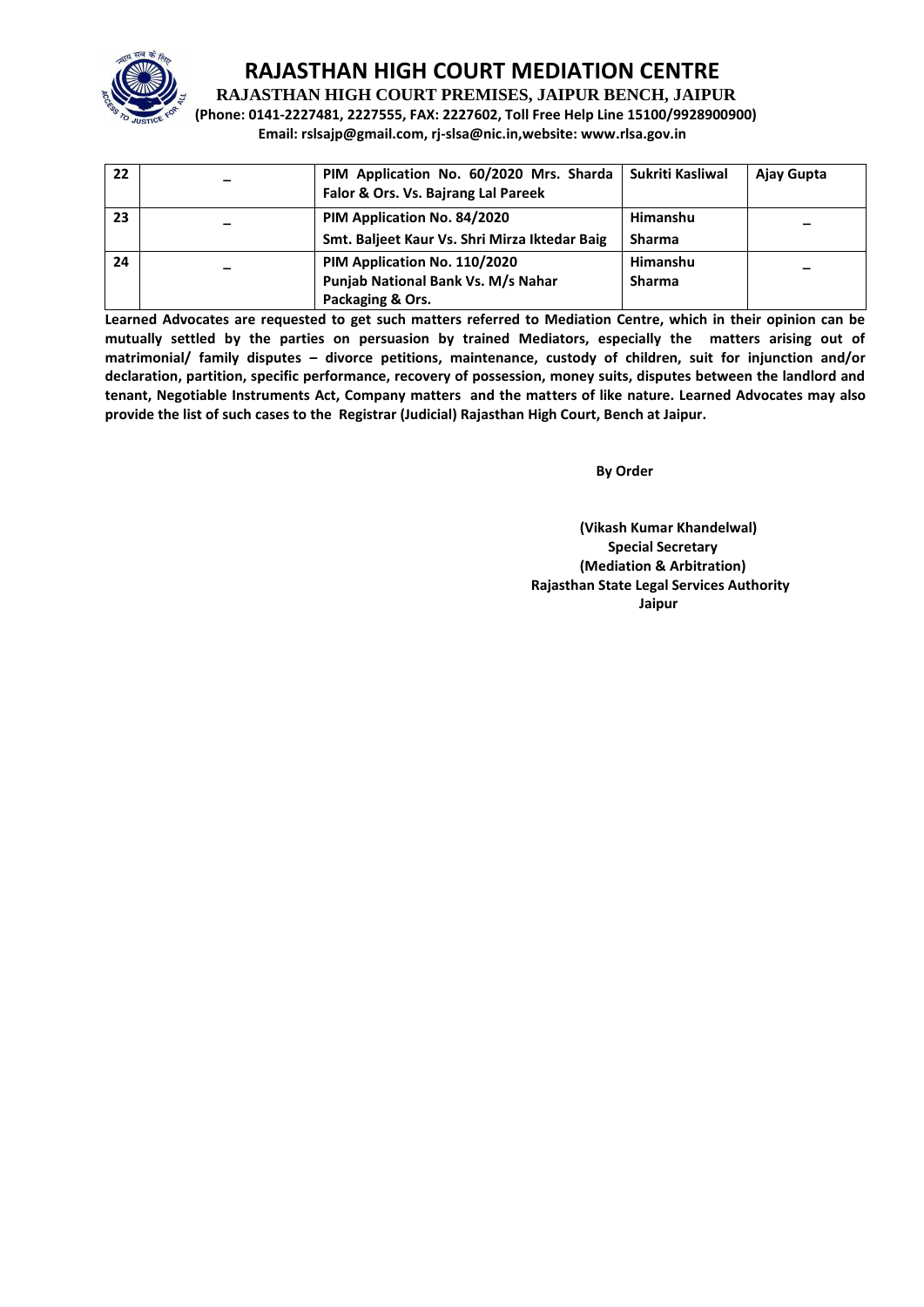# RAJASTHAN HIGH COURT MEDIATION CENTRE

**RAJASTHAN HIGH COURT PREMISES, JAIPUR BENCH, JAIPUR**

**(Phone: 0141-2227481, 2227555, FAX: 2227602, Toll Free Help Line 15100/9928900900)**

**Email: rslsajp@gmail.com, rj-slsa@nic.in,website: www.rlsa.gov.in**

| | | | | |
|---|---|---|---|---|
| 22 | – | PIM Application No. 60/2020 Mrs. Sharda Falor & Ors. Vs. Bajrang Lal Pareek | Sukriti Kasliwal | Ajay Gupta |
| 23 | – | PIM Application No. 84/2020 Smt. Baljeet Kaur Vs. Shri Mirza Iktedar Baig | Himanshu Sharma | – |
| 24 | – | PIM Application No. 110/2020 Punjab National Bank Vs. M/s Nahar Packaging & Ors. | Himanshu Sharma | – |

**Learned Advocates are requested to get such matters referred to Mediation Centre, which in their opinion can be mutually settled by the parties on persuasion by trained Mediators, especially the matters arising out of matrimonial/ family disputes – divorce petitions, maintenance, custody of children, suit for injunction and/or declaration, partition, specific performance, recovery of possession, money suits, disputes between the landlord and tenant, Negotiable Instruments Act, Company matters and the matters of like nature. Learned Advocates may also provide the list of such cases to the Registrar (Judicial) Rajasthan High Court, Bench at Jaipur.**

**By Order**

**(Vikash Kumar Khandelwal)**
**Special Secretary**
**(Mediation & Arbitration)**
**Rajasthan State Legal Services Authority**
**Jaipur**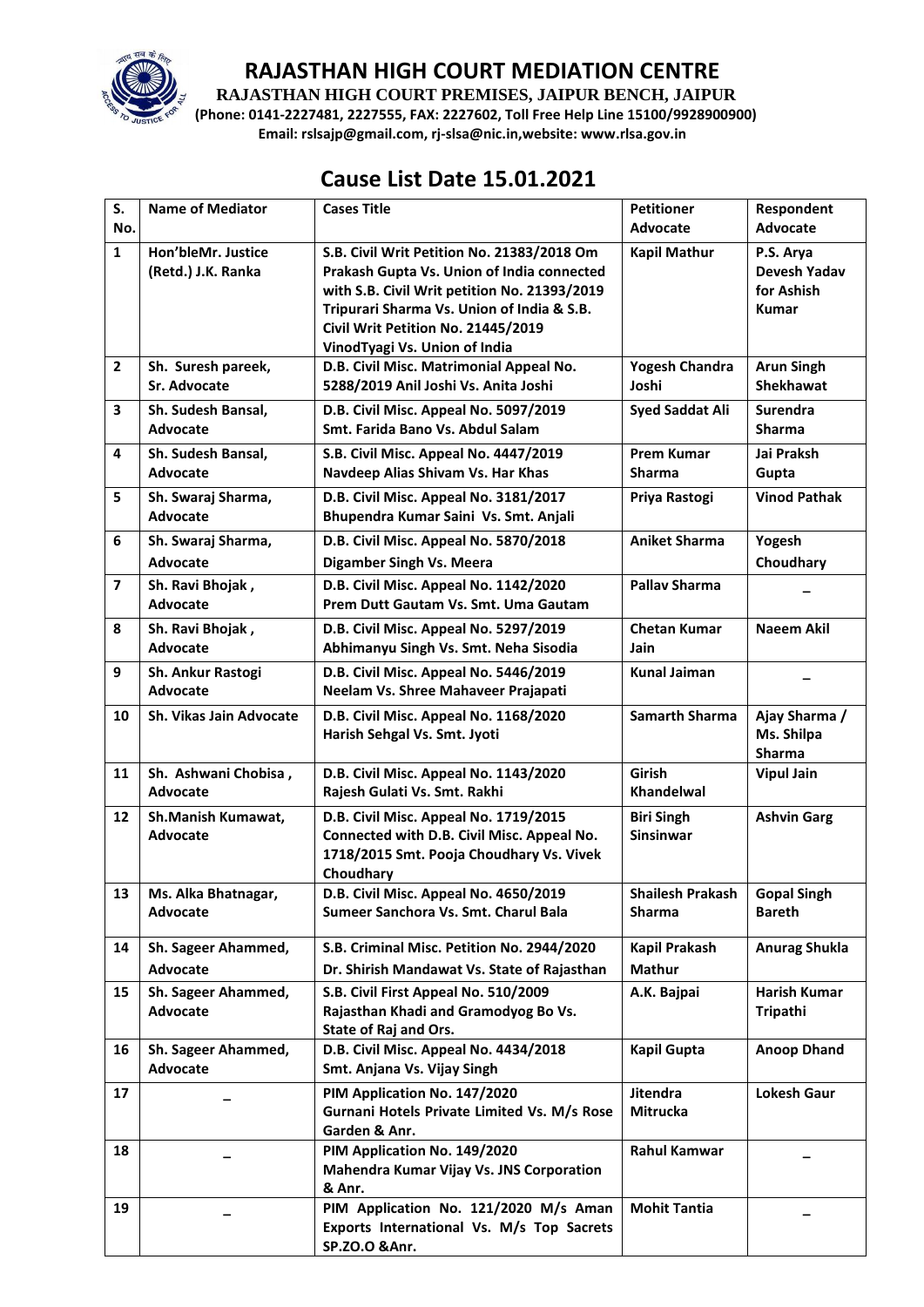# RAJASTHAN HIGH COURT MEDIATION CENTRE

**RAJASTHAN HIGH COURT PREMISES, JAIPUR BENCH, JAIPUR**

**(Phone: 0141-2227481, 2227555, FAX: 2227602, Toll Free Help Line 15100/9928900900)**

**Email: rslsajp@gmail.com, rj-slsa@nic.in,website: www.rlsa.gov.in**

## Cause List Date 15.01.2021

| S. No. | Name of Mediator | Cases Title | Petitioner Advocate | Respondent Advocate |
|---|---|---|---|---|
| 1 | Hon'bleMr. Justice (Retd.) J.K. Ranka | S.B. Civil Writ Petition No. 21383/2018 Om Prakash Gupta Vs. Union of India connected with S.B. Civil Writ petition No. 21393/2019 Tripurari Sharma Vs. Union of India & S.B. Civil Writ Petition No. 21445/2019 VinodTyagi Vs. Union of India | Kapil Mathur | P.S. Arya Devesh Yadav for Ashish Kumar |
| 2 | Sh. Suresh pareek, Sr. Advocate | D.B. Civil Misc. Matrimonial Appeal No. 5288/2019 Anil Joshi Vs. Anita Joshi | Yogesh Chandra Joshi | Arun Singh Shekhawat |
| 3 | Sh. Sudesh Bansal, Advocate | D.B. Civil Misc. Appeal No. 5097/2019 Smt. Farida Bano Vs. Abdul Salam | Syed Saddat Ali | Surendra Sharma |
| 4 | Sh. Sudesh Bansal, Advocate | S.B. Civil Misc. Appeal No. 4447/2019 Navdeep Alias Shivam Vs. Har Khas | Prem Kumar Sharma | Jai Praksh Gupta |
| 5 | Sh. Swaraj Sharma, Advocate | D.B. Civil Misc. Appeal No. 3181/2017 Bhupendra Kumar Saini Vs. Smt. Anjali | Priya Rastogi | Vinod Pathak |
| 6 | Sh. Swaraj Sharma, Advocate | D.B. Civil Misc. Appeal No. 5870/2018 Digamber Singh Vs. Meera | Aniket Sharma | Yogesh Choudhary |
| 7 | Sh. Ravi Bhojak , Advocate | D.B. Civil Misc. Appeal No. 1142/2020 Prem Dutt Gautam Vs. Smt. Uma Gautam | Pallav Sharma | _ |
| 8 | Sh. Ravi Bhojak , Advocate | D.B. Civil Misc. Appeal No. 5297/2019 Abhimanyu Singh Vs. Smt. Neha Sisodia | Chetan Kumar Jain | Naeem Akil |
| 9 | Sh. Ankur Rastogi Advocate | D.B. Civil Misc. Appeal No. 5446/2019 Neelam Vs. Shree Mahaveer Prajapati | Kunal Jaiman | _ |
| 10 | Sh. Vikas Jain Advocate | D.B. Civil Misc. Appeal No. 1168/2020 Harish Sehgal Vs. Smt. Jyoti | Samarth Sharma | Ajay Sharma / Ms. Shilpa Sharma |
| 11 | Sh. Ashwani Chobisa , Advocate | D.B. Civil Misc. Appeal No. 1143/2020 Rajesh Gulati Vs. Smt. Rakhi | Girish Khandelwal | Vipul Jain |
| 12 | Sh.Manish Kumawat, Advocate | D.B. Civil Misc. Appeal No. 1719/2015 Connected with D.B. Civil Misc. Appeal No. 1718/2015 Smt. Pooja Choudhary Vs. Vivek Choudhary | Biri Singh Sinsinwar | Ashvin Garg |
| 13 | Ms. Alka Bhatnagar, Advocate | D.B. Civil Misc. Appeal No. 4650/2019 Sumeer Sanchora Vs. Smt. Charul Bala | Shailesh Prakash Sharma | Gopal Singh Bareth |
| 14 | Sh. Sageer Ahammed, Advocate | S.B. Criminal Misc. Petition No. 2944/2020 Dr. Shirish Mandawat Vs. State of Rajasthan | Kapil Prakash Mathur | Anurag Shukla |
| 15 | Sh. Sageer Ahammed, Advocate | S.B. Civil First Appeal No. 510/2009 Rajasthan Khadi and Gramodyog Bo Vs. State of Raj and Ors. | A.K. Bajpai | Harish Kumar Tripathi |
| 16 | Sh. Sageer Ahammed, Advocate | D.B. Civil Misc. Appeal No. 4434/2018 Smt. Anjana Vs. Vijay Singh | Kapil Gupta | Anoop Dhand |
| 17 | _ | PIM Application No. 147/2020 Gurnani Hotels Private Limited Vs. M/s Rose Garden & Anr. | Jitendra Mitrucka | Lokesh Gaur |
| 18 | _ | PIM Application No. 149/2020 Mahendra Kumar Vijay Vs. JNS Corporation & Anr. | Rahul Kamwar | _ |
| 19 | _ | PIM Application No. 121/2020 M/s Aman Exports International Vs. M/s Top Sacrets SP.ZO.O &Anr. | Mohit Tantia | _ |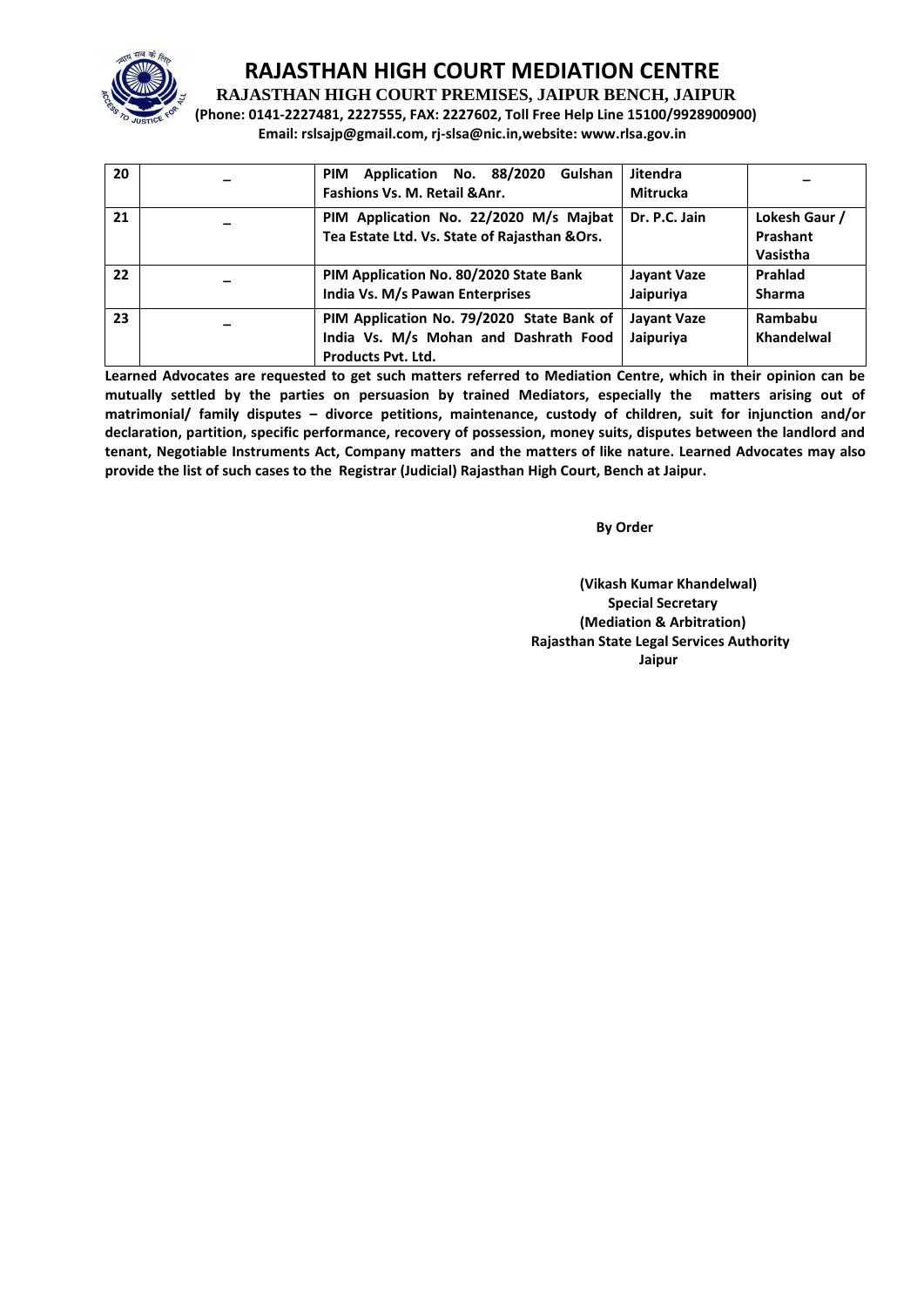# RAJASTHAN HIGH COURT MEDIATION CENTRE

**RAJASTHAN HIGH COURT PREMISES, JAIPUR BENCH, JAIPUR**

**(Phone: 0141-2227481, 2227555, FAX: 2227602, Toll Free Help Line 15100/9928900900)**

**Email: rslsajp@gmail.com, rj-slsa@nic.in,website: www.rlsa.gov.in**

| | | | | |
|---|---|---|---|---|
| 20 | – | PIM Application No. 88/2020 Gulshan Fashions Vs. M. Retail &Anr. | Jitendra Mitrucka | – |
| 21 | – | PIM Application No. 22/2020 M/s Majbat Tea Estate Ltd. Vs. State of Rajasthan &Ors. | Dr. P.C. Jain | Lokesh Gaur / Prashant Vasistha |
| 22 | – | PIM Application No. 80/2020 State Bank India Vs. M/s Pawan Enterprises | Jayant Vaze Jaipuriya | Prahlad Sharma |
| 23 | – | PIM Application No. 79/2020 State Bank of India Vs. M/s Mohan and Dashrath Food Products Pvt. Ltd. | Jayant Vaze Jaipuriya | Rambabu Khandelwal |

**Learned Advocates are requested to get such matters referred to Mediation Centre, which in their opinion can be mutually settled by the parties on persuasion by trained Mediators, especially the matters arising out of matrimonial/ family disputes – divorce petitions, maintenance, custody of children, suit for injunction and/or declaration, partition, specific performance, recovery of possession, money suits, disputes between the landlord and tenant, Negotiable Instruments Act, Company matters and the matters of like nature. Learned Advocates may also provide the list of such cases to the Registrar (Judicial) Rajasthan High Court, Bench at Jaipur.**

**By Order**

**(Vikash Kumar Khandelwal)**
**Special Secretary**
**(Mediation & Arbitration)**
**Rajasthan State Legal Services Authority**
**Jaipur**